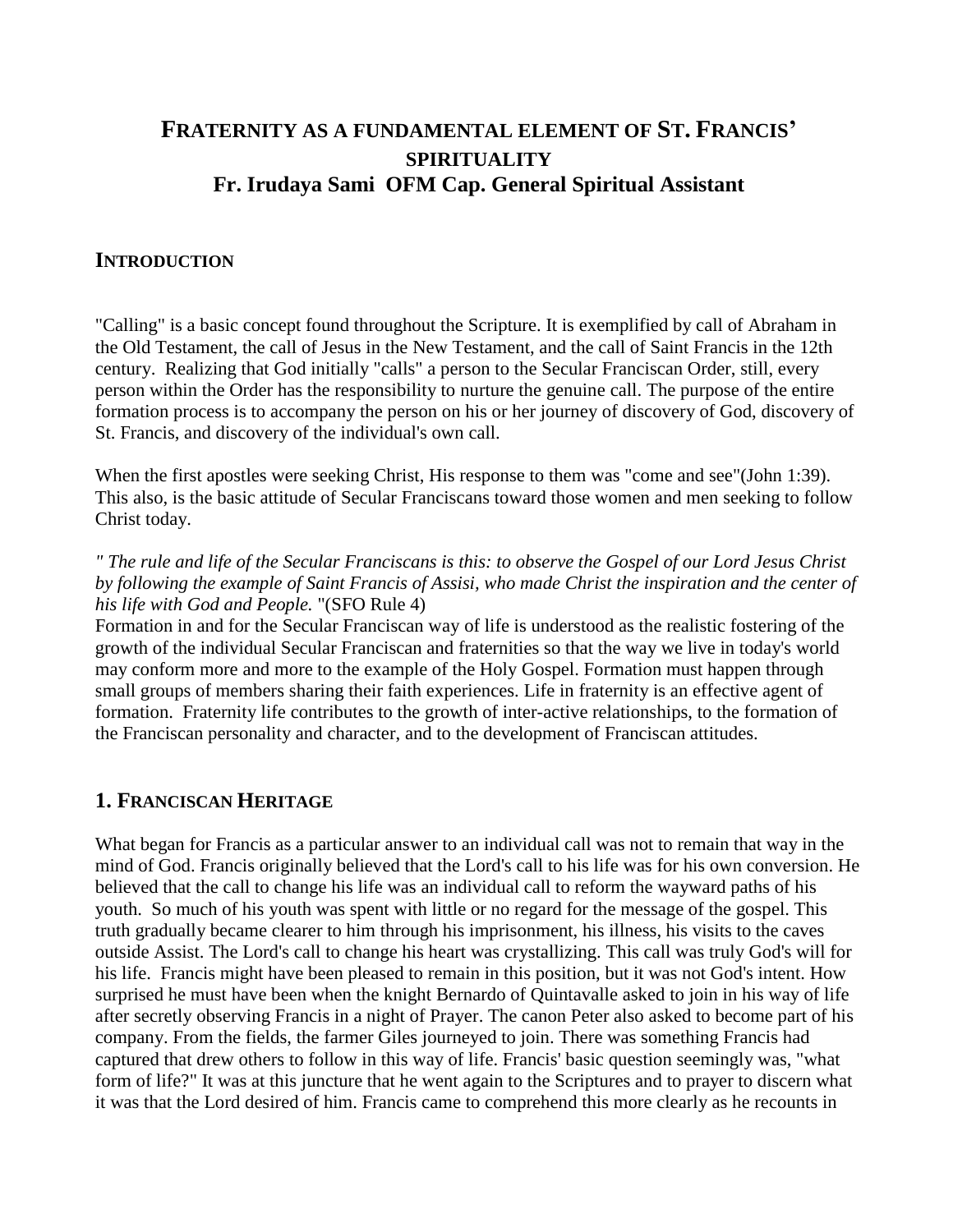# FRATERNITY AS A FUNDAMENTAL ELEMENT OF ST. FRANCIS' SPIRITUALITY

## Fr. Irudaya Sami OFM Cap. General Spiritual Assistant

### INTRODUCTION

"Calling" is a basic concept found throughout the Scripture. It is exemplified by call of Abraham in the Old Testament, the call of Jesus in the New Testament, and the call of Saint Francis in the 12th century. Realizing that God initially "calls" a person to the Secular Franciscan Order, still, every person within the Order has the responsibility to nurture the genuine call. The purpose of the entire formation process is to accompany the person on his or her journey of discovery of God, discovery of St. Francis, and discovery of the individual's own call.

When the first apostles were seeking Christ, His response to them was "come and see"(John 1:39). This also, is the basic attitude of Secular Franciscans toward those women and men seeking to follow Christ today.

*" The rule and life of the Secular Franciscans is this: to observe the Gospel of our Lord Jesus Christ by following the example of Saint Francis of Assisi, who made Christ the inspiration and the center of his life with God and People.* "(SFO Rule 4)

Formation in and for the Secular Franciscan way of life is understood as the realistic fostering of the growth of the individual Secular Franciscan and fraternities so that the way we live in today's world may conform more and more to the example of the Holy Gospel. Formation must happen through small groups of members sharing their faith experiences. Life in fraternity is an effective agent of formation. Fraternity life contributes to the growth of inter-active relationships, to the formation of the Franciscan personality and character, and to the development of Franciscan attitudes.

### 1. FRANCISCAN HERITAGE

What began for Francis as a particular answer to an individual call was not to remain that way in the mind of God. Francis originally believed that the Lord's call to his life was for his own conversion. He believed that the call to change his life was an individual call to reform the wayward paths of his youth. So much of his youth was spent with little or no regard for the message of the gospel. This truth gradually became clearer to him through his imprisonment, his illness, his visits to the caves outside Assist. The Lord's call to change his heart was crystallizing. This call was truly God's will for his life. Francis might have been pleased to remain in this position, but it was not God's intent. How surprised he must have been when the knight Bernardo of Quintavalle asked to join in his way of life after secretly observing Francis in a night of Prayer. The canon Peter also asked to become part of his company. From the fields, the farmer Giles journeyed to join. There was something Francis had captured that drew others to follow in this way of life. Francis' basic question seemingly was, "what form of life?" It was at this juncture that he went again to the Scriptures and to prayer to discern what it was that the Lord desired of him. Francis came to comprehend this more clearly as he recounts in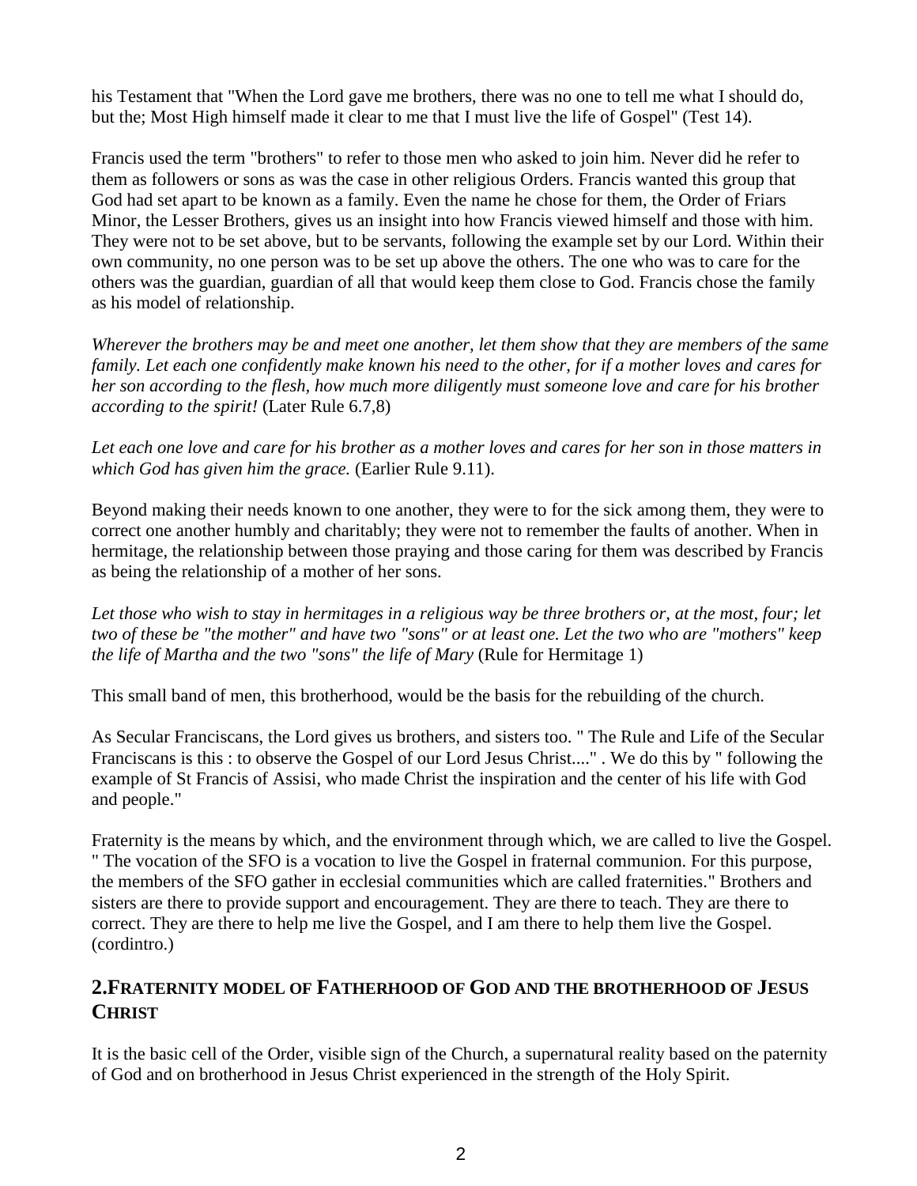his Testament that "When the Lord gave me brothers, there was no one to tell me what I should do, but the; Most High himself made it clear to me that I must live the life of Gospel" (Test 14).

Francis used the term "brothers" to refer to those men who asked to join him. Never did he refer to them as followers or sons as was the case in other religious Orders. Francis wanted this group that God had set apart to be known as a family. Even the name he chose for them, the Order of Friars Minor, the Lesser Brothers, gives us an insight into how Francis viewed himself and those with him. They were not to be set above, but to be servants, following the example set by our Lord. Within their own community, no one person was to be set up above the others. The one who was to care for the others was the guardian, guardian of all that would keep them close to God. Francis chose the family as his model of relationship.

*Wherever the brothers may be and meet one another, let them show that they are members of the same family. Let each one confidently make known his need to the other, for if a mother loves and cares for her son according to the flesh, how much more diligently must someone love and care for his brother according to the spirit!* (Later Rule 6.7,8)

*Let each one love and care for his brother as a mother loves and cares for her son in those matters in which God has given him the grace.* (Earlier Rule 9.11).

Beyond making their needs known to one another, they were to for the sick among them, they were to correct one another humbly and charitably; they were not to remember the faults of another. When in hermitage, the relationship between those praying and those caring for them was described by Francis as being the relationship of a mother of her sons.

*Let those who wish to stay in hermitages in a religious way be three brothers or, at the most, four; let two of these be "the mother" and have two "sons" or at least one. Let the two who are "mothers" keep the life of Martha and the two "sons" the life of Mary* (Rule for Hermitage 1)

This small band of men, this brotherhood, would be the basis for the rebuilding of the church.

As Secular Franciscans, the Lord gives us brothers, and sisters too. " The Rule and Life of the Secular Franciscans is this : to observe the Gospel of our Lord Jesus Christ...." . We do this by " following the example of St Francis of Assisi, who made Christ the inspiration and the center of his life with God and people."

Fraternity is the means by which, and the environment through which, we are called to live the Gospel. " The vocation of the SFO is a vocation to live the Gospel in fraternal communion. For this purpose, the members of the SFO gather in ecclesial communities which are called fraternities." Brothers and sisters are there to provide support and encouragement. They are there to teach. They are there to correct. They are there to help me live the Gospel, and I am there to help them live the Gospel. (cordintro.)

## 2.Fraternity model of Fatherhood of God and the brotherhood of Jesus Christ

It is the basic cell of the Order, visible sign of the Church, a supernatural reality based on the paternity of God and on brotherhood in Jesus Christ experienced in the strength of the Holy Spirit.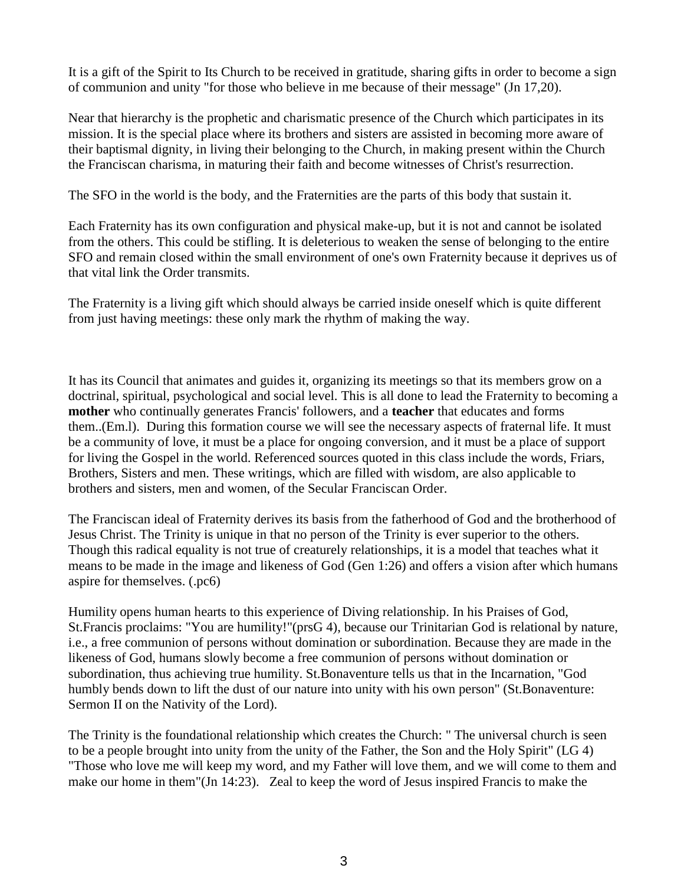It is a gift of the Spirit to Its Church to be received in gratitude, sharing gifts in order to become a sign of communion and unity "for those who believe in me because of their message" (Jn 17,20).

Near that hierarchy is the prophetic and charismatic presence of the Church which participates in its mission. It is the special place where its brothers and sisters are assisted in becoming more aware of their baptismal dignity, in living their belonging to the Church, in making present within the Church the Franciscan charisma, in maturing their faith and become witnesses of Christ's resurrection.

The SFO in the world is the body, and the Fraternities are the parts of this body that sustain it.

Each Fraternity has its own configuration and physical make-up, but it is not and cannot be isolated from the others. This could be stifling. It is deleterious to weaken the sense of belonging to the entire SFO and remain closed within the small environment of one's own Fraternity because it deprives us of that vital link the Order transmits.

The Fraternity is a living gift which should always be carried inside oneself which is quite different from just having meetings: these only mark the rhythm of making the way.

It has its Council that animates and guides it, organizing its meetings so that its members grow on a doctrinal, spiritual, psychological and social level. This is all done to lead the Fraternity to becoming a **mother** who continually generates Francis' followers, and a **teacher** that educates and forms them..(Em.l). During this formation course we will see the necessary aspects of fraternal life. It must be a community of love, it must be a place for ongoing conversion, and it must be a place of support for living the Gospel in the world. Referenced sources quoted in this class include the words, Friars, Brothers, Sisters and men. These writings, which are filled with wisdom, are also applicable to brothers and sisters, men and women, of the Secular Franciscan Order.

The Franciscan ideal of Fraternity derives its basis from the fatherhood of God and the brotherhood of Jesus Christ. The Trinity is unique in that no person of the Trinity is ever superior to the others. Though this radical equality is not true of creaturely relationships, it is a model that teaches what it means to be made in the image and likeness of God (Gen 1:26) and offers a vision after which humans aspire for themselves. (.pc6)

Humility opens human hearts to this experience of Diving relationship. In his Praises of God, St.Francis proclaims: "You are humility!"(prsG 4), because our Trinitarian God is relational by nature, i.e., a free communion of persons without domination or subordination. Because they are made in the likeness of God, humans slowly become a free communion of persons without domination or subordination, thus achieving true humility. St.Bonaventure tells us that in the Incarnation, "God humbly bends down to lift the dust of our nature into unity with his own person" (St.Bonaventure: Sermon II on the Nativity of the Lord).

The Trinity is the foundational relationship which creates the Church: " The universal church is seen to be a people brought into unity from the unity of the Father, the Son and the Holy Spirit" (LG 4) "Those who love me will keep my word, and my Father will love them, and we will come to them and make our home in them"(Jn 14:23). Zeal to keep the word of Jesus inspired Francis to make the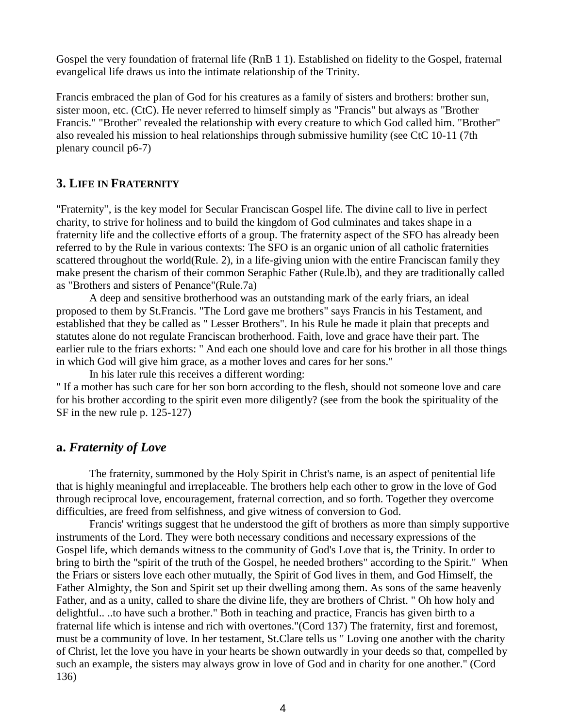Gospel the very foundation of fraternal life (RnB 1 1). Established on fidelity to the Gospel, fraternal evangelical life draws us into the intimate relationship of the Trinity.

Francis embraced the plan of God for his creatures as a family of sisters and brothers: brother sun, sister moon, etc. (CtC). He never referred to himself simply as "Francis" but always as "Brother Francis." "Brother" revealed the relationship with every creature to which God called him. "Brother" also revealed his mission to heal relationships through submissive humility (see CtC 10-11 (7th plenary council p6-7)

## 3. LIFE IN FRATERNITY

"Fraternity", is the key model for Secular Franciscan Gospel life. The divine call to live in perfect charity, to strive for holiness and to build the kingdom of God culminates and takes shape in a fraternity life and the collective efforts of a group. The fraternity aspect of the SFO has already been referred to by the Rule in various contexts: The SFO is an organic union of all catholic fraternities scattered throughout the world(Rule. 2), in a life-giving union with the entire Franciscan family they make present the charism of their common Seraphic Father (Rule.lb), and they are traditionally called as "Brothers and sisters of Penance"(Rule.7a)

A deep and sensitive brotherhood was an outstanding mark of the early friars, an ideal proposed to them by St.Francis. "The Lord gave me brothers" says Francis in his Testament, and established that they be called as " Lesser Brothers". In his Rule he made it plain that precepts and statutes alone do not regulate Franciscan brotherhood. Faith, love and grace have their part. The earlier rule to the friars exhorts: " And each one should love and care for his brother in all those things in which God will give him grace, as a mother loves and cares for her sons."

In his later rule this receives a different wording:

" If a mother has such care for her son born according to the flesh, should not someone love and care for his brother according to the spirit even more diligently? (see from the book the spirituality of the SF in the new rule p. 125-127)

### a. *Fraternity of Love*

The fraternity, summoned by the Holy Spirit in Christ's name, is an aspect of penitential life that is highly meaningful and irreplaceable. The brothers help each other to grow in the love of God through reciprocal love, encouragement, fraternal correction, and so forth. Together they overcome difficulties, are freed from selfishness, and give witness of conversion to God.

Francis' writings suggest that he understood the gift of brothers as more than simply supportive instruments of the Lord. They were both necessary conditions and necessary expressions of the Gospel life, which demands witness to the community of God's Love that is, the Trinity. In order to bring to birth the "spirit of the truth of the Gospel, he needed brothers" according to the Spirit." When the Friars or sisters love each other mutually, the Spirit of God lives in them, and God Himself, the Father Almighty, the Son and Spirit set up their dwelling among them. As sons of the same heavenly Father, and as a unity, called to share the divine life, they are brothers of Christ. " Oh how holy and delightful.. ..to have such a brother." Both in teaching and practice, Francis has given birth to a fraternal life which is intense and rich with overtones."(Cord 137) The fraternity, first and foremost, must be a community of love. In her testament, St.Clare tells us " Loving one another with the charity of Christ, let the love you have in your hearts be shown outwardly in your deeds so that, compelled by such an example, the sisters may always grow in love of God and in charity for one another." (Cord 136)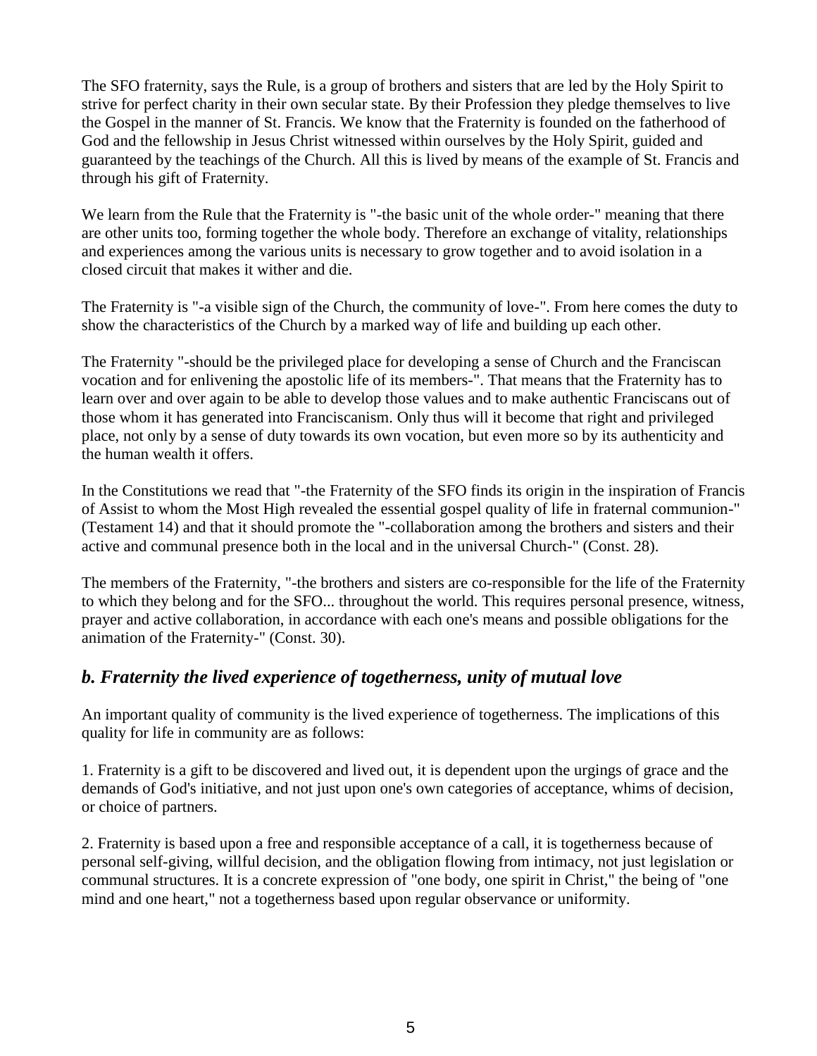The SFO fraternity, says the Rule, is a group of brothers and sisters that are led by the Holy Spirit to strive for perfect charity in their own secular state. By their Profession they pledge themselves to live the Gospel in the manner of St. Francis. We know that the Fraternity is founded on the fatherhood of God and the fellowship in Jesus Christ witnessed within ourselves by the Holy Spirit, guided and guaranteed by the teachings of the Church. All this is lived by means of the example of St. Francis and through his gift of Fraternity.

We learn from the Rule that the Fraternity is "-the basic unit of the whole order-" meaning that there are other units too, forming together the whole body. Therefore an exchange of vitality, relationships and experiences among the various units is necessary to grow together and to avoid isolation in a closed circuit that makes it wither and die.

The Fraternity is "-a visible sign of the Church, the community of love-". From here comes the duty to show the characteristics of the Church by a marked way of life and building up each other.

The Fraternity "-should be the privileged place for developing a sense of Church and the Franciscan vocation and for enlivening the apostolic life of its members-". That means that the Fraternity has to learn over and over again to be able to develop those values and to make authentic Franciscans out of those whom it has generated into Franciscanism. Only thus will it become that right and privileged place, not only by a sense of duty towards its own vocation, but even more so by its authenticity and the human wealth it offers.

In the Constitutions we read that "-the Fraternity of the SFO finds its origin in the inspiration of Francis of Assist to whom the Most High revealed the essential gospel quality of life in fraternal communion-" (Testament 14) and that it should promote the "-collaboration among the brothers and sisters and their active and communal presence both in the local and in the universal Church-" (Const. 28).

The members of the Fraternity, "-the brothers and sisters are co-responsible for the life of the Fraternity to which they belong and for the SFO... throughout the world. This requires personal presence, witness, prayer and active collaboration, in accordance with each one's means and possible obligations for the animation of the Fraternity-" (Const. 30).

## *b. Fraternity the lived experience of togetherness, unity of mutual love*

An important quality of community is the lived experience of togetherness. The implications of this quality for life in community are as follows:

1. Fraternity is a gift to be discovered and lived out, it is dependent upon the urgings of grace and the demands of God's initiative, and not just upon one's own categories of acceptance, whims of decision, or choice of partners.

2. Fraternity is based upon a free and responsible acceptance of a call, it is togetherness because of personal self-giving, willful decision, and the obligation flowing from intimacy, not just legislation or communal structures. It is a concrete expression of "one body, one spirit in Christ," the being of "one mind and one heart," not a togetherness based upon regular observance or uniformity.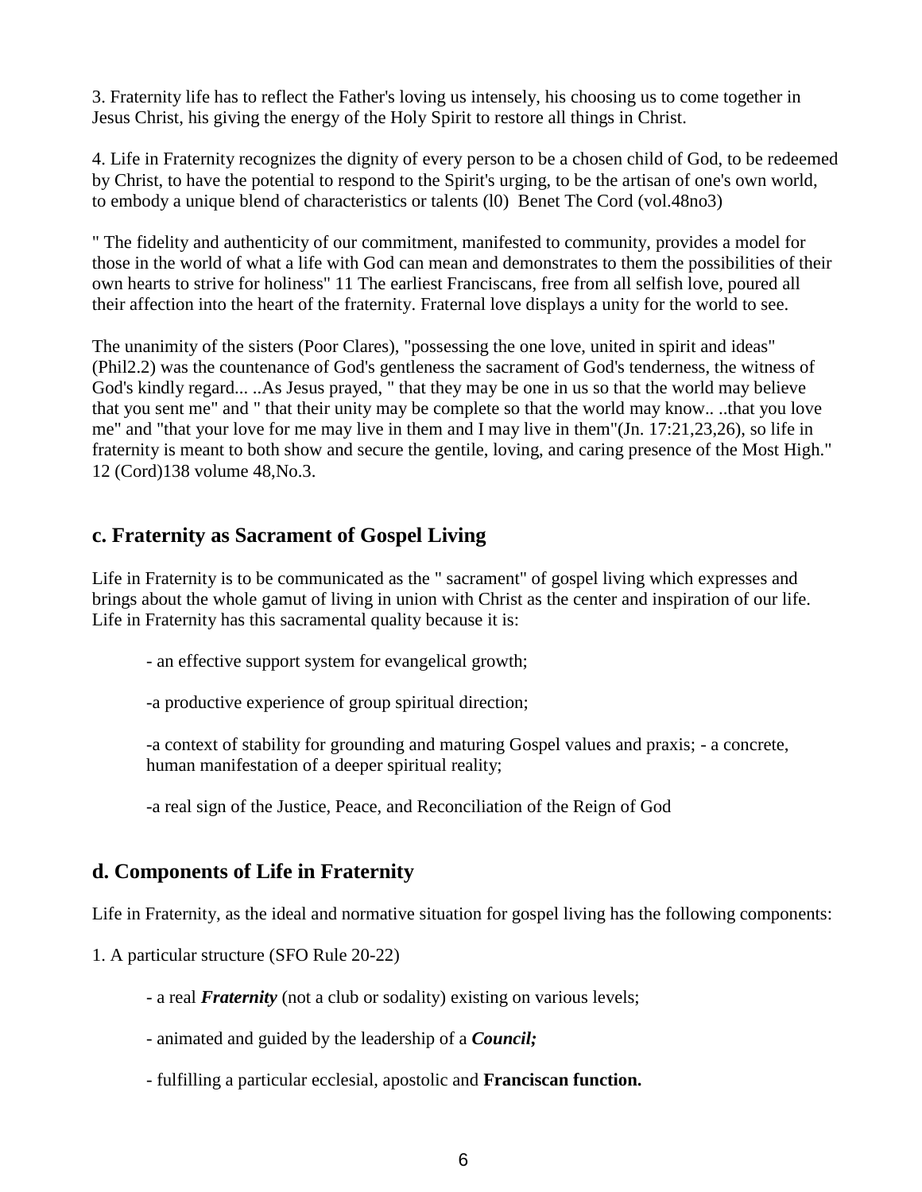3. Fraternity life has to reflect the Father's loving us intensely, his choosing us to come together in Jesus Christ, his giving the energy of the Holy Spirit to restore all things in Christ.

4. Life in Fraternity recognizes the dignity of every person to be a chosen child of God, to be redeemed by Christ, to have the potential to respond to the Spirit's urging, to be the artisan of one's own world, to embody a unique blend of characteristics or talents (l0) Benet The Cord (vol.48no3)

" The fidelity and authenticity of our commitment, manifested to community, provides a model for those in the world of what a life with God can mean and demonstrates to them the possibilities of their own hearts to strive for holiness" 11 The earliest Franciscans, free from all selfish love, poured all their affection into the heart of the fraternity. Fraternal love displays a unity for the world to see.

The unanimity of the sisters (Poor Clares), "possessing the one love, united in spirit and ideas" (Phil2.2) was the countenance of God's gentleness the sacrament of God's tenderness, the witness of God's kindly regard... ..As Jesus prayed, " that they may be one in us so that the world may believe that you sent me" and " that their unity may be complete so that the world may know.. ..that you love me" and "that your love for me may live in them and I may live in them"(Jn. 17:21,23,26), so life in fraternity is meant to both show and secure the gentile, loving, and caring presence of the Most High." 12 (Cord)138 volume 48,No.3.

## c. Fraternity as Sacrament of Gospel Living

Life in Fraternity is to be communicated as the " sacrament" of gospel living which expresses and brings about the whole gamut of living in union with Christ as the center and inspiration of our life. Life in Fraternity has this sacramental quality because it is:

- an effective support system for evangelical growth;

-a productive experience of group spiritual direction;

-a context of stability for grounding and maturing Gospel values and praxis; - a concrete, human manifestation of a deeper spiritual reality;

-a real sign of the Justice, Peace, and Reconciliation of the Reign of God

## d. Components of Life in Fraternity

Life in Fraternity, as the ideal and normative situation for gospel living has the following components:

1. A particular structure (SFO Rule 20-22)

- a real ***Fraternity*** (not a club or sodality) existing on various levels;

- animated and guided by the leadership of a ***Council;***

- fulfilling a particular ecclesial, apostolic and **Franciscan function.**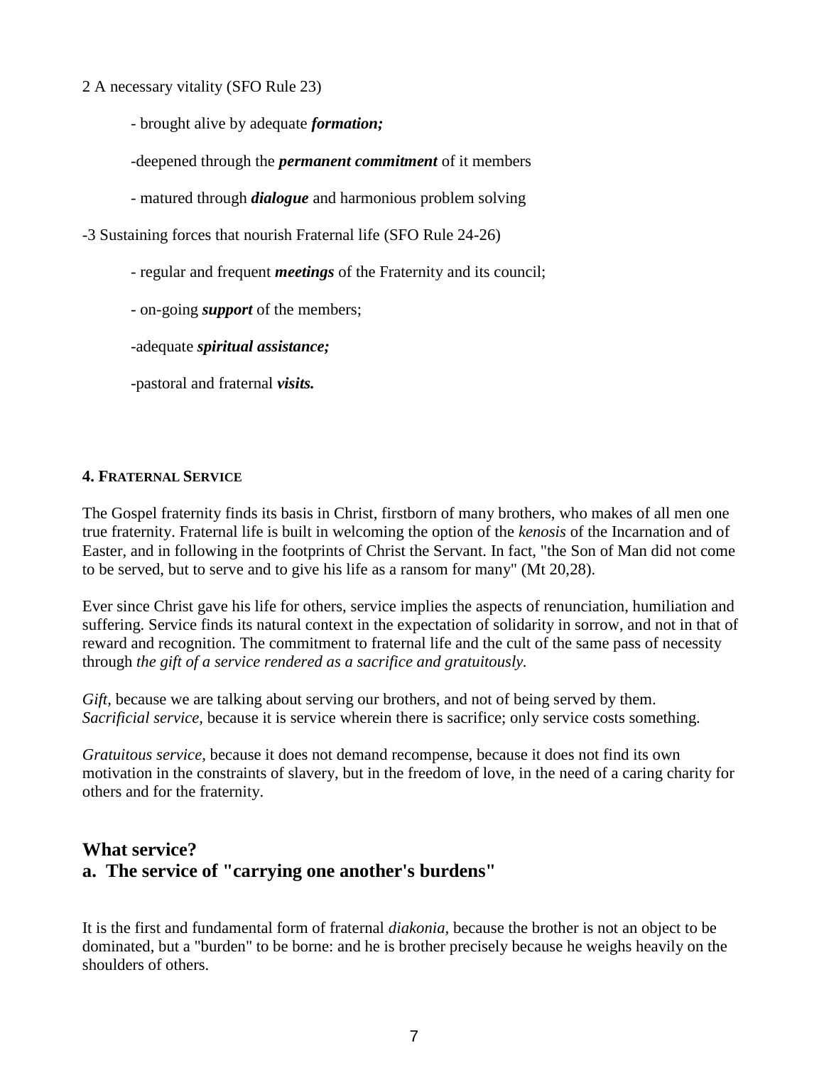2 A necessary vitality (SFO Rule 23)

- brought alive by adequate ***formation;***
- deepened through the ***permanent commitment*** of it members
- matured through ***dialogue*** and harmonious problem solving

-3 Sustaining forces that nourish Fraternal life (SFO Rule 24-26)

- regular and frequent ***meetings*** of the Fraternity and its council;
- on-going ***support*** of the members;
- adequate ***spiritual assistance;***
- pastoral and fraternal ***visits.***

#### 4. FRATERNAL SERVICE

The Gospel fraternity finds its basis in Christ, firstborn of many brothers, who makes of all men one true fraternity. Fraternal life is built in welcoming the option of the *kenosis* of the Incarnation and of Easter, and in following in the footprints of Christ the Servant. In fact, "the Son of Man did not come to be served, but to serve and to give his life as a ransom for many" (Mt 20,28).

Ever since Christ gave his life for others, service implies the aspects of renunciation, humiliation and suffering. Service finds its natural context in the expectation of solidarity in sorrow, and not in that of reward and recognition. The commitment to fraternal life and the cult of the same pass of necessity through *the gift of a service rendered as a sacrifice and gratuitously.*

*Gift,* because we are talking about serving our brothers, and not of being served by them.
*Sacrificial service,* because it is service wherein there is sacrifice; only service costs something.

*Gratuitous service,* because it does not demand recompense, because it does not find its own motivation in the constraints of slavery, but in the freedom of love, in the need of a caring charity for others and for the fraternity.

## What service?
## a. The service of "carrying one another's burdens"

It is the first and fundamental form of fraternal *diakonia,* because the brother is not an object to be dominated, but a "burden" to be borne: and he is brother precisely because he weighs heavily on the shoulders of others.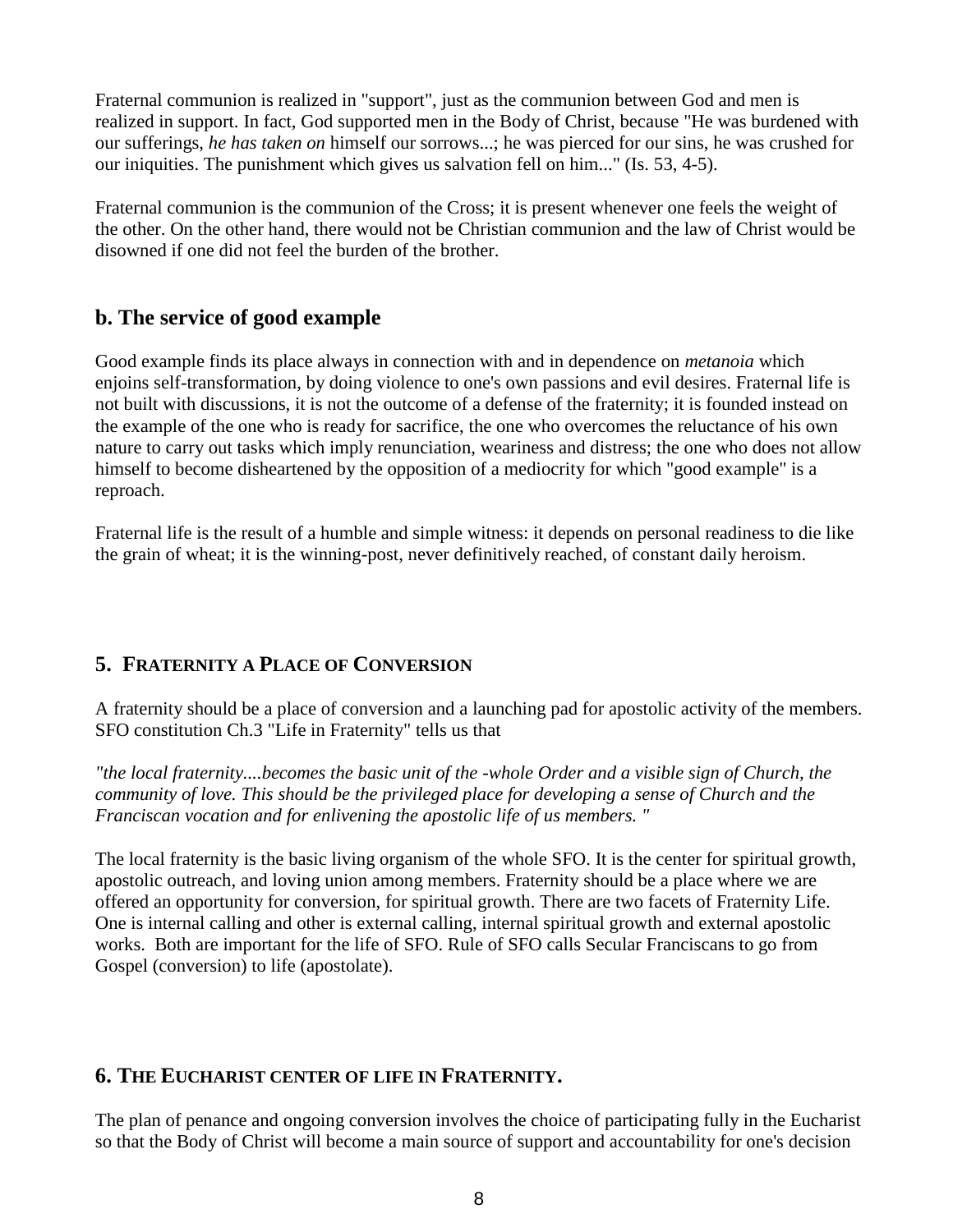Fraternal communion is realized in "support", just as the communion between God and men is realized in support. In fact, God supported men in the Body of Christ, because "He was burdened with our sufferings, *he has taken on* himself our sorrows...; he was pierced for our sins, he was crushed for our iniquities. The punishment which gives us salvation fell on him..." (Is. 53, 4-5).

Fraternal communion is the communion of the Cross; it is present whenever one feels the weight of the other. On the other hand, there would not be Christian communion and the law of Christ would be disowned if one did not feel the burden of the brother.

### b. The service of good example

Good example finds its place always in connection with and in dependence on *metanoia* which enjoins self-transformation, by doing violence to one's own passions and evil desires. Fraternal life is not built with discussions, it is not the outcome of a defense of the fraternity; it is founded instead on the example of the one who is ready for sacrifice, the one who overcomes the reluctance of his own nature to carry out tasks which imply renunciation, weariness and distress; the one who does not allow himself to become disheartened by the opposition of a mediocrity for which "good example" is a reproach.

Fraternal life is the result of a humble and simple witness: it depends on personal readiness to die like the grain of wheat; it is the winning-post, never definitively reached, of constant daily heroism.

## 5. FRATERNITY A PLACE OF CONVERSION

A fraternity should be a place of conversion and a launching pad for apostolic activity of the members. SFO constitution Ch.3 "Life in Fraternity" tells us that

*"the local fraternity....becomes the basic unit of the -whole Order and a visible sign of Church, the community of love. This should be the privileged place for developing a sense of Church and the Franciscan vocation and for enlivening the apostolic life of us members. "*

The local fraternity is the basic living organism of the whole SFO. It is the center for spiritual growth, apostolic outreach, and loving union among members. Fraternity should be a place where we are offered an opportunity for conversion, for spiritual growth. There are two facets of Fraternity Life. One is internal calling and other is external calling, internal spiritual growth and external apostolic works. Both are important for the life of SFO. Rule of SFO calls Secular Franciscans to go from Gospel (conversion) to life (apostolate).

## 6. THE EUCHARIST CENTER OF LIFE IN FRATERNITY.

The plan of penance and ongoing conversion involves the choice of participating fully in the Eucharist so that the Body of Christ will become a main source of support and accountability for one's decision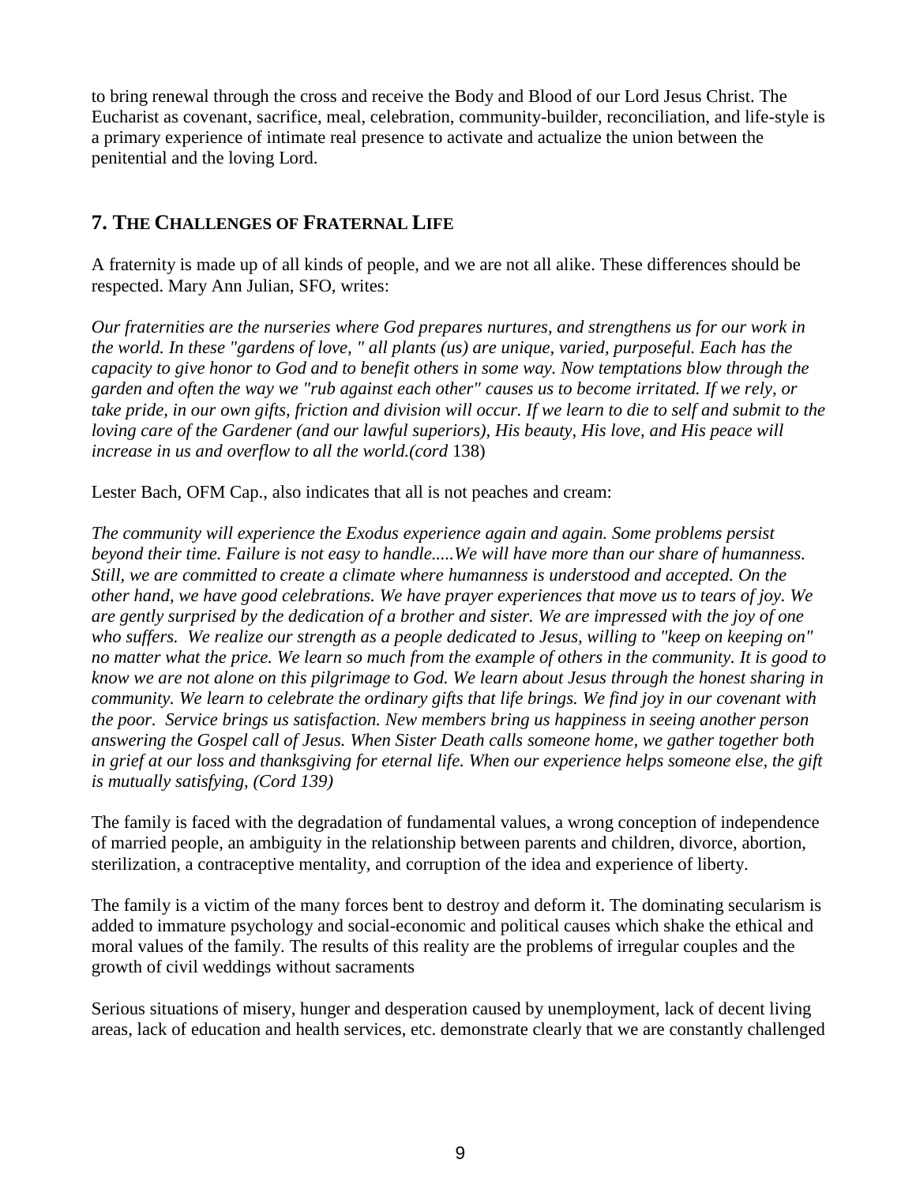to bring renewal through the cross and receive the Body and Blood of our Lord Jesus Christ. The Eucharist as covenant, sacrifice, meal, celebration, community-builder, reconciliation, and life-style is a primary experience of intimate real presence to activate and actualize the union between the penitential and the loving Lord.

## 7. THE CHALLENGES OF FRATERNAL LIFE

A fraternity is made up of all kinds of people, and we are not all alike. These differences should be respected. Mary Ann Julian, SFO, writes:

*Our fraternities are the nurseries where God prepares nurtures, and strengthens us for our work in the world. In these "gardens of love, " all plants (us) are unique, varied, purposeful. Each has the capacity to give honor to God and to benefit others in some way. Now temptations blow through the garden and often the way we "rub against each other" causes us to become irritated. If we rely, or take pride, in our own gifts, friction and division will occur. If we learn to die to self and submit to the loving care of the Gardener (and our lawful superiors), His beauty, His love, and His peace will increase in us and overflow to all the world.(cord* 138)

Lester Bach, OFM Cap., also indicates that all is not peaches and cream:

*The community will experience the Exodus experience again and again. Some problems persist beyond their time. Failure is not easy to handle.....We will have more than our share of humanness. Still, we are committed to create a climate where humanness is understood and accepted. On the other hand, we have good celebrations. We have prayer experiences that move us to tears of joy. We are gently surprised by the dedication of a brother and sister. We are impressed with the joy of one who suffers. We realize our strength as a people dedicated to Jesus, willing to "keep on keeping on" no matter what the price. We learn so much from the example of others in the community. It is good to know we are not alone on this pilgrimage to God. We learn about Jesus through the honest sharing in community. We learn to celebrate the ordinary gifts that life brings. We find joy in our covenant with the poor. Service brings us satisfaction. New members bring us happiness in seeing another person answering the Gospel call of Jesus. When Sister Death calls someone home, we gather together both in grief at our loss and thanksgiving for eternal life. When our experience helps someone else, the gift is mutually satisfying, (Cord 139)*

The family is faced with the degradation of fundamental values, a wrong conception of independence of married people, an ambiguity in the relationship between parents and children, divorce, abortion, sterilization, a contraceptive mentality, and corruption of the idea and experience of liberty.

The family is a victim of the many forces bent to destroy and deform it. The dominating secularism is added to immature psychology and social-economic and political causes which shake the ethical and moral values of the family. The results of this reality are the problems of irregular couples and the growth of civil weddings without sacraments

Serious situations of misery, hunger and desperation caused by unemployment, lack of decent living areas, lack of education and health services, etc. demonstrate clearly that we are constantly challenged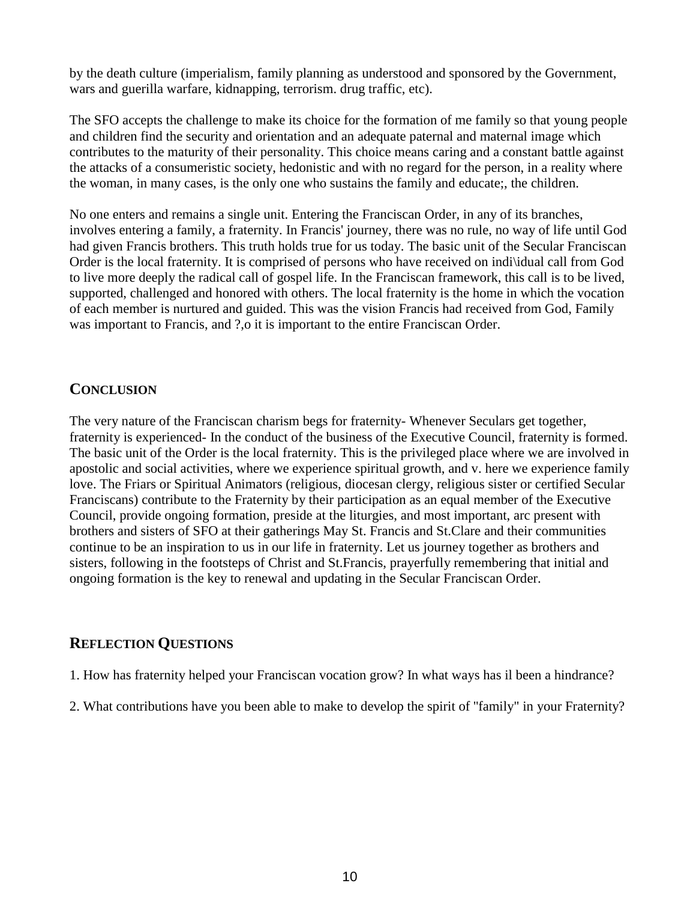by the death culture (imperialism, family planning as understood and sponsored by the Government, wars and guerilla warfare, kidnapping, terrorism. drug traffic, etc).

The SFO accepts the challenge to make its choice for the formation of me family so that young people and children find the security and orientation and an adequate paternal and maternal image which contributes to the maturity of their personality. This choice means caring and a constant battle against the attacks of a consumeristic society, hedonistic and with no regard for the person, in a reality where the woman, in many cases, is the only one who sustains the family and educate;, the children.

No one enters and remains a single unit. Entering the Franciscan Order, in any of its branches, involves entering a family, a fraternity. In Francis' journey, there was no rule, no way of life until God had given Francis brothers. This truth holds true for us today. The basic unit of the Secular Franciscan Order is the local fraternity. It is comprised of persons who have received on indi\idual call from God to live more deeply the radical call of gospel life. In the Franciscan framework, this call is to be lived, supported, challenged and honored with others. The local fraternity is the home in which the vocation of each member is nurtured and guided. This was the vision Francis had received from God, Family was important to Francis, and ?,o it is important to the entire Franciscan Order.

## CONCLUSION

The very nature of the Franciscan charism begs for fraternity- Whenever Seculars get together, fraternity is experienced- In the conduct of the business of the Executive Council, fraternity is formed. The basic unit of the Order is the local fraternity. This is the privileged place where we are involved in apostolic and social activities, where we experience spiritual growth, and v. here we experience family love. The Friars or Spiritual Animators (religious, diocesan clergy, religious sister or certified Secular Franciscans) contribute to the Fraternity by their participation as an equal member of the Executive Council, provide ongoing formation, preside at the liturgies, and most important, arc present with brothers and sisters of SFO at their gatherings May St. Francis and St.Clare and their communities continue to be an inspiration to us in our life in fraternity. Let us journey together as brothers and sisters, following in the footsteps of Christ and St.Francis, prayerfully remembering that initial and ongoing formation is the key to renewal and updating in the Secular Franciscan Order.

## REFLECTION QUESTIONS

1. How has fraternity helped your Franciscan vocation grow? In what ways has il been a hindrance?

2. What contributions have you been able to make to develop the spirit of "family" in your Fraternity?